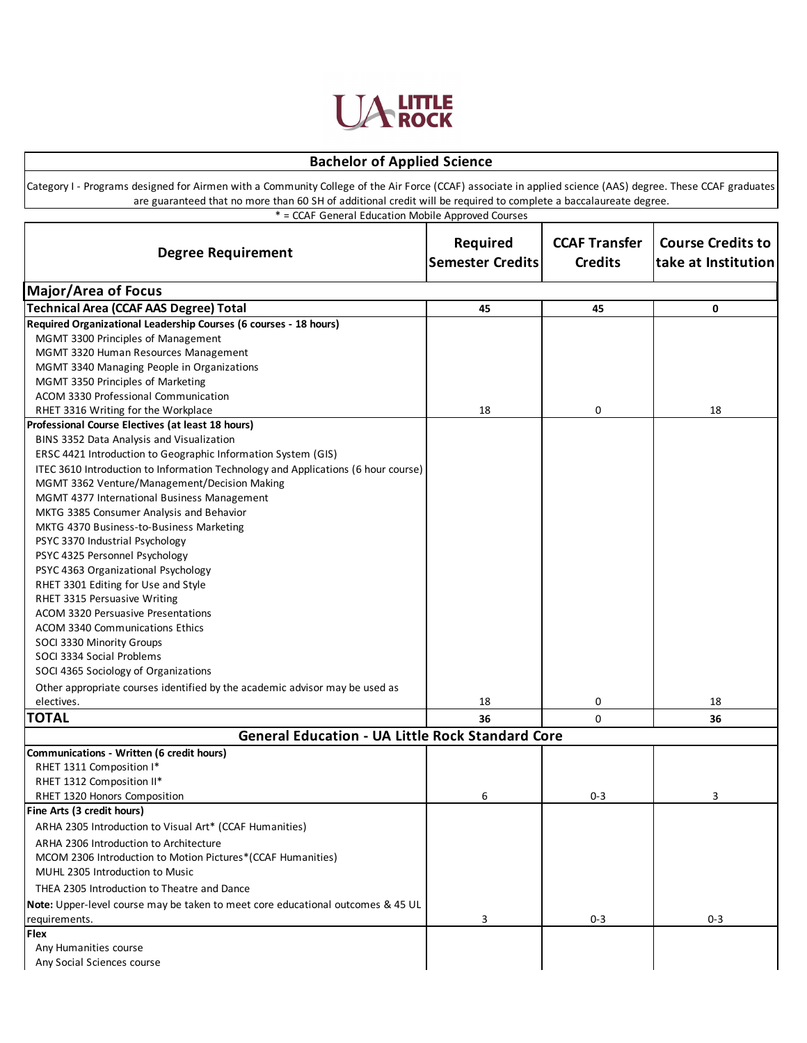UA LITTLE ROCK

## Bachelor of Applied Science

Category I - Programs designed for Airmen with a Community College of the Air Force (CCAF) associate in applied science (AAS) degree. These CCAF graduates are guaranteed that no more than 60 SH of additional credit will be required to complete a baccalaureate degree.

* = CCAF General Education Mobile Approved Courses

| Degree Requirement | Required Semester Credits | CCAF Transfer Credits | Course Credits to take at Institution |
|---|---|---|---|
| **Major/Area of Focus** | | | |
| **Technical Area (CCAF AAS Degree) Total** | **45** | **45** | **0** |
| **Required Organizational Leadership Courses (6 courses - 18 hours)**<br>MGMT 3300 Principles of Management<br>MGMT 3320 Human Resources Management<br>MGMT 3340 Managing People in Organizations<br>MGMT 3350 Principles of Marketing<br>ACOM 3330 Professional Communication<br>RHET 3316 Writing for the Workplace | 18 | 0 | 18 |
| **Professional Course Electives (at least 18 hours)**<br>BINS 3352 Data Analysis and Visualization<br>ERSC 4421 Introduction to Geographic Information System (GIS)<br>ITEC 3610 Introduction to Information Technology and Applications (6 hour course)<br>MGMT 3362 Venture/Management/Decision Making<br>MGMT 4377 International Business Management<br>MKTG 3385 Consumer Analysis and Behavior<br>MKTG 4370 Business-to-Business Marketing<br>PSYC 3370 Industrial Psychology<br>PSYC 4325 Personnel Psychology<br>PSYC 4363 Organizational Psychology<br>RHET 3301 Editing for Use and Style<br>RHET 3315 Persuasive Writing<br>ACOM 3320 Persuasive Presentations<br>ACOM 3340 Communications Ethics<br>SOCI 3330 Minority Groups<br>SOCI 3334 Social Problems<br>SOCI 4365 Sociology of Organizations<br>Other appropriate courses identified by the academic advisor may be used as electives. | 18 | 0 | 18 |
| **TOTAL** | **36** | 0 | **36** |
| **General Education - UA Little Rock Standard Core** | | | |
| **Communications - Written (6 credit hours)**<br>RHET 1311 Composition I*<br>RHET 1312 Composition II*<br>RHET 1320 Honors Composition | 6 | 0-3 | 3 |
| **Fine Arts (3 credit hours)**<br>ARHA 2305 Introduction to Visual Art* (CCAF Humanities)<br>ARHA 2306 Introduction to Architecture<br>MCOM 2306 Introduction to Motion Pictures*(CCAF Humanities)<br>MUHL 2305 Introduction to Music<br>THEA 2305 Introduction to Theatre and Dance<br>**Note:** Upper-level course may be taken to meet core educational outcomes & 45 UL requirements. | 3 | 0-3 | 0-3 |
| **Flex**<br>Any Humanities course<br>Any Social Sciences course | | | |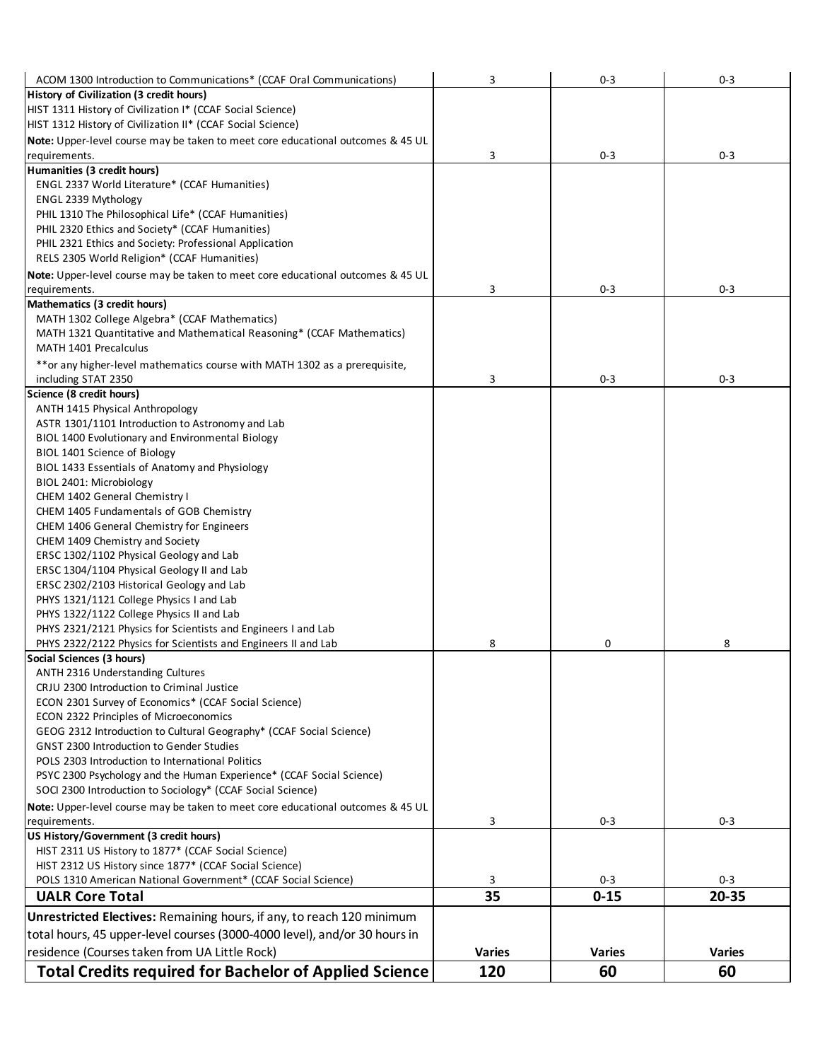| | | | |
|---|---|---|---|
| ACOM 1300 Introduction to Communications* (CCAF Oral Communications) | 3 | 0-3 | 0-3 |
| **History of Civilization (3 credit hours)**<br>HIST 1311 History of Civilization I* (CCAF Social Science)<br>HIST 1312 History of Civilization II* (CCAF Social Science)<br>**Note:** Upper-level course may be taken to meet core educational outcomes & 45 UL requirements. | 3 | 0-3 | 0-3 |
| **Humanities (3 credit hours)**<br>ENGL 2337 World Literature* (CCAF Humanities)<br>ENGL 2339 Mythology<br>PHIL 1310 The Philosophical Life* (CCAF Humanities)<br>PHIL 2320 Ethics and Society* (CCAF Humanities)<br>PHIL 2321 Ethics and Society: Professional Application<br>RELS 2305 World Religion* (CCAF Humanities)<br>**Note:** Upper-level course may be taken to meet core educational outcomes & 45 UL requirements. | 3 | 0-3 | 0-3 |
| **Mathematics (3 credit hours)**<br>MATH 1302 College Algebra* (CCAF Mathematics)<br>MATH 1321 Quantitative and Mathematical Reasoning* (CCAF Mathematics)<br>MATH 1401 Precalculus<br>**or any higher-level mathematics course with MATH 1302 as a prerequisite, including STAT 2350 | 3 | 0-3 | 0-3 |
| **Science (8 credit hours)**<br>ANTH 1415 Physical Anthropology<br>ASTR 1301/1101 Introduction to Astronomy and Lab<br>BIOL 1400 Evolutionary and Environmental Biology<br>BIOL 1401 Science of Biology<br>BIOL 1433 Essentials of Anatomy and Physiology<br>BIOL 2401: Microbiology<br>CHEM 1402 General Chemistry I<br>CHEM 1405 Fundamentals of GOB Chemistry<br>CHEM 1406 General Chemistry for Engineers<br>CHEM 1409 Chemistry and Society<br>ERSC 1302/1102 Physical Geology and Lab<br>ERSC 1304/1104 Physical Geology II and Lab<br>ERSC 2302/2103 Historical Geology and Lab<br>PHYS 1321/1121 College Physics I and Lab<br>PHYS 1322/1122 College Physics II and Lab<br>PHYS 2321/2121 Physics for Scientists and Engineers I and Lab<br>PHYS 2322/2122 Physics for Scientists and Engineers II and Lab | 8 | 0 | 8 |
| **Social Sciences (3 hours)**<br>ANTH 2316 Understanding Cultures<br>CRJU 2300 Introduction to Criminal Justice<br>ECON 2301 Survey of Economics* (CCAF Social Science)<br>ECON 2322 Principles of Microeconomics<br>GEOG 2312 Introduction to Cultural Geography* (CCAF Social Science)<br>GNST 2300 Introduction to Gender Studies<br>POLS 2303 Introduction to International Politics<br>PSYC 2300 Psychology and the Human Experience* (CCAF Social Science)<br>SOCI 2300 Introduction to Sociology* (CCAF Social Science)<br>**Note:** Upper-level course may be taken to meet core educational outcomes & 45 UL requirements. | 3 | 0-3 | 0-3 |
| **US History/Government (3 credit hours)**<br>HIST 2311 US History to 1877* (CCAF Social Science)<br>HIST 2312 US History since 1877* (CCAF Social Science)<br>POLS 1310 American National Government* (CCAF Social Science) | 3 | 0-3 | 0-3 |
| **UALR Core Total** | **35** | **0-15** | **20-35** |
| **Unrestricted Electives:** Remaining hours, if any, to reach 120 minimum total hours, 45 upper-level courses (3000-4000 level), and/or 30 hours in residence (Courses taken from UA Little Rock) | **Varies** | **Varies** | **Varies** |
| **Total Credits required for Bachelor of Applied Science** | **120** | **60** | **60** |